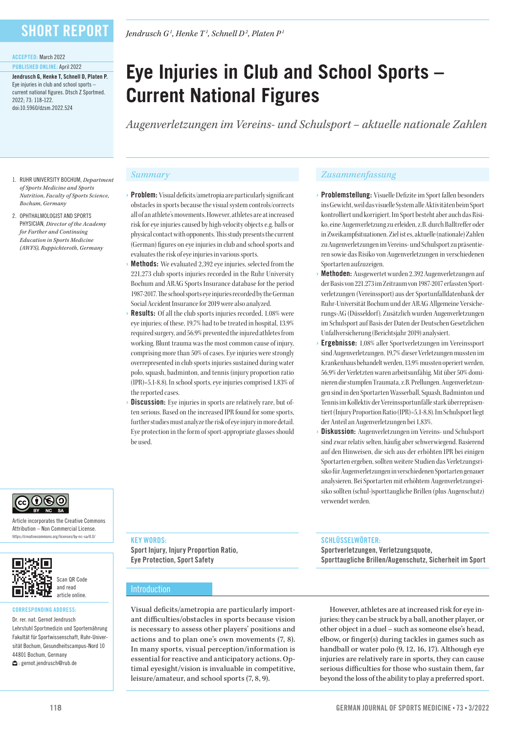SHORT REPORT

ACCEPTED: March 2022

PUBLISHED ONLINE: April 2022

**Jendrusch G, Henke T, Schnell D, Platen P.** Eye injuries in club and school sports – current national figures. Dtsch Z Sportmed. 2022; 73: 118-122. doi:10.5960/dzsm.2022.524

*Jendrusch G[1], Henke T[1], Schnell D[2], Platen P[1]*

# Eye Injuries in Club and School Sports – Current National Figures

*Augenverletzungen im Vereins- und Schulsport – aktuelle nationale Zahlen*

1. RUHR UNIVERSITY BOCHUM, *Department of Sports Medicine and Sports Nutrition, Faculty of Sports Science, Bochum, Germany*
2. OPHTHALMOLOGIST AND SPORTS PHYSICIAN, *Director of the Academy for Further and Continuing Education in Sports Medicine (AWFS), Ruppichteroth, Germany*

## Summary

› **Problem:** Visual deficits/ametropia are particularly significant obstacles in sports because the visual system controls/corrects all of an athlete's movements. However, athletes are at increased risk for eye injuries caused by high-velocity objects e.g. balls or physical contact with opponents. This study presents the current (German) figures on eye injuries in club and school sports and evaluates the risk of eye injuries in various sports.

› **Methods:** We evaluated 2,392 eye injuries, selected from the 221,273 club sports injuries recorded in the Ruhr University Bochum and ARAG Sports Insurance database for the period 1987-2017. The school sports eye injuries recorded by the German Social Accident Insurance for 2019 were also analyzed.

› **Results:** Of all the club sports injuries recorded, 1.08% were eye injuries; of these, 19.7% had to be treated in hospital, 13.9% required surgery, and 56.9% prevented the injured athletes from working. Blunt trauma was the most common cause of injury, comprising more than 50% of cases. Eye injuries were strongly overrepresented in club sports injuries sustained during water polo, squash, badminton, and tennis (injury proportion ratio (IPR)=5.1-8.8). In school sports, eye injuries comprised 1.83% of the reported cases.

› **Discussion:** Eye injuries in sports are relatively rare, but often serious. Based on the increased IPR found for some sports, further studies must analyze the risk of eye injury in more detail. Eye protection in the form of sport-appropriate glasses should be used.

## Zusammenfassung

› **Problemstellung:** Visuelle Defizite im Sport fallen besonders ins Gewicht, weil das visuelle System alle Aktivitäten beim Sport kontrolliert und korrigiert. Im Sport besteht aber auch das Risiko, eine Augenverletzung zu erleiden, z.B. durch Balltreffer oder in Zweikampfsituationen. Ziel ist es, aktuelle (nationale) Zahlen zu Augenverletzungen im Vereins- und Schulsport zu präsentieren sowie das Risiko von Augenverletzungen in verschiedenen Sportarten aufzuzeigen.

› **Methoden:** Ausgewertet wurden 2.392 Augenverletzungen auf der Basis von 221.273 im Zeitraum von 1987-2017 erfassten Sportverletzungen (Vereinssport) aus der Sportunfalldatenbank der Ruhr-Universität Bochum und der ARAG Allgemeine Versicherungs-AG (Düsseldorf). Zusätzlich wurden Augenverletzungen im Schulsport auf Basis der Daten der Deutschen Gesetzlichen Unfallversicherung (Berichtsjahr 2019) analysiert.

› **Ergebnisse:** 1,08% aller Sportverletzungen im Vereinssport sind Augenverletzungen. 19,7% dieser Verletzungen mussten im Krankenhaus behandelt werden, 13,9% mussten operiert werden, 56,9% der Verletzten waren arbeitsunfähig. Mit über 50% dominieren die stumpfen Traumata, z.B. Prellungen. Augenverletzungen sind in den Sportarten Wasserball, Squash, Badminton und Tennis im Kollektiv der Vereinssportunfälle stark überrepräsentiert (Injury Proportion Ratio (IPR)=5,1-8,8). Im Schulsport liegt der Anteil an Augenverletzungen bei 1,83%.

› **Diskussion:** Augenverletzungen im Vereins- und Schulsport sind zwar relativ selten, häufig aber schwerwiegend. Basierend auf den Hinweisen, die sich aus der erhöhten IPR bei einigen Sportarten ergeben, sollten weitere Studien das Verletzungsrisiko für Augenverletzungen in verschiedenen Sportarten genauer analysieren. Bei Sportarten mit erhöhtem Augenverletzungsrisiko sollten (schul-)sporttaugliche Brillen (plus Augenschutz) verwendet werden.

**KEY WORDS:**
Sport Injury, Injury Proportion Ratio, Eye Protection, Sport Safety

**SCHLÜSSELWÖRTER:**
Sportverletzungen, Verletzungsquote, Sporttaugliche Brillen/Augenschutz, Sicherheit im Sport

Article incorporates the Creative Commons Attribution – Non Commercial License. https://creativecommons.org/licenses/by-nc-sa/4.0/

Scan QR Code and read article online.

**CORRESPONDING ADDRESS:**
Dr. rer. nat. Gernot Jendrusch
Lehrstuhl Sportmedizin und Sporternährung
Fakultät für Sportwissenschaft, Ruhr-Universität Bochum, Gesundheitscampus-Nord 10
44801 Bochum, Germany
: gernot.jendrusch@rub.de

## Introduction

Visual deficits/ametropia are particularly important difficulties/obstacles in sports because vision is necessary to assess other players' positions and actions and to plan one's own movements (7, 8). In many sports, visual perception/information is essential for reactive and anticipatory actions. Optimal eyesight/vision is invaluable in competitive, leisure/amateur, and school sports (7, 8, 9).

However, athletes are at increased risk for eye injuries: they can be struck by a ball, another player, or other object in a duel – such as someone else's head, elbow, or finger(s) during tackles in games such as handball or water polo (9, 12, 16, 17). Although eye injuries are relatively rare in sports, they can cause serious difficulties for those who sustain them, far beyond the loss of the ability to play a preferred sport.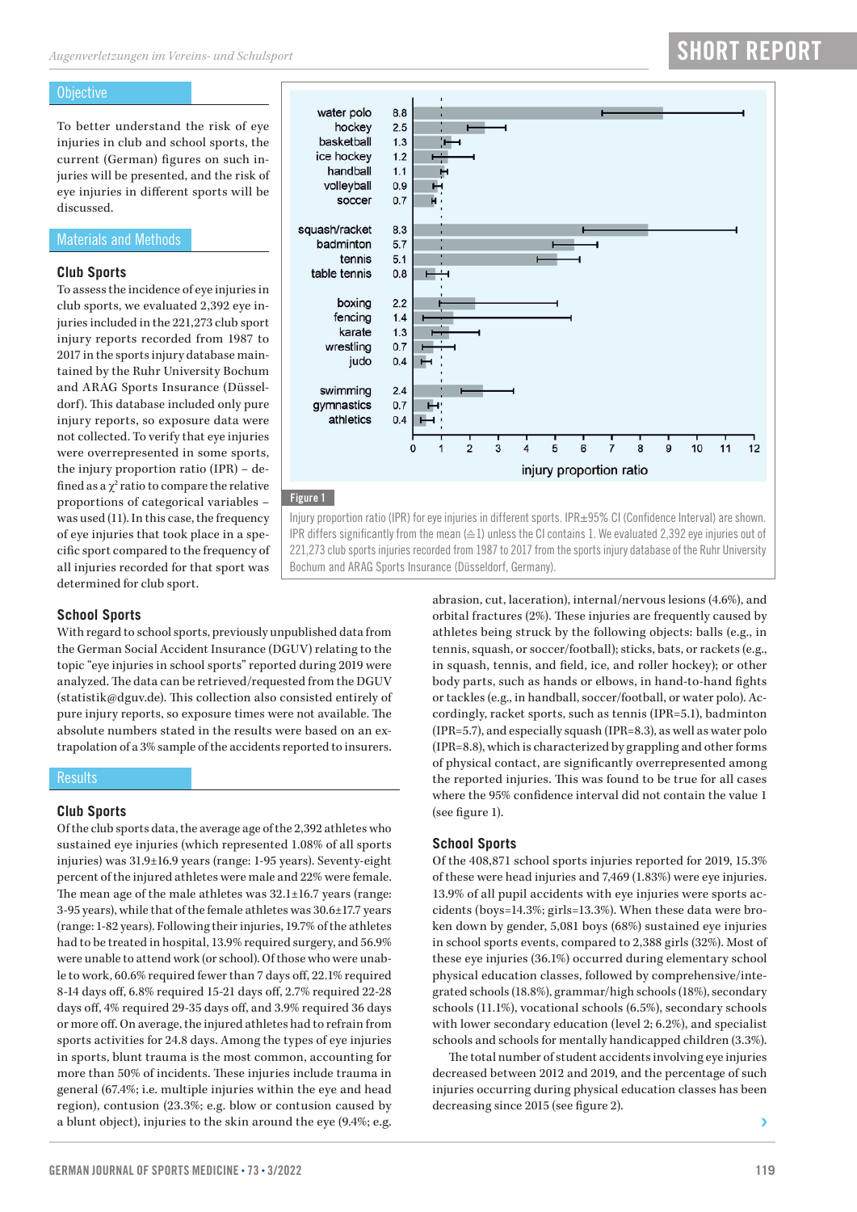## Objective

To better understand the risk of eye injuries in club and school sports, the current (German) figures on such injuries will be presented, and the risk of eye injuries in different sports will be discussed.

## Materials and Methods

### Club Sports

To assess the incidence of eye injuries in club sports, we evaluated 2,392 eye injuries included in the 221,273 club sport injury reports recorded from 1987 to 2017 in the sports injury database maintained by the Ruhr University Bochum and ARAG Sports Insurance (Düsseldorf). This database included only pure injury reports, so exposure data were not collected. To verify that eye injuries were overrepresented in some sports, the injury proportion ratio (IPR) – defined as a $\chi^2$ ratio to compare the relative proportions of categorical variables – was used (11). In this case, the frequency of eye injuries that took place in a specific sport compared to the frequency of all injuries recorded for that sport was determined for club sport.

### School Sports

With regard to school sports, previously unpublished data from the German Social Accident Insurance (DGUV) relating to the topic "eye injuries in school sports" reported during 2019 were analyzed. The data can be retrieved/requested from the DGUV (statistik@dguv.de). This collection also consisted entirely of pure injury reports, so exposure times were not available. The absolute numbers stated in the results were based on an extrapolation of a 3% sample of the accidents reported to insurers.

| Sport | IPR |
|---|---|
| water polo | 8.8 |
| hockey | 2.5 |
| basketball | 1.3 |
| ice hockey | 1.2 |
| handball | 1.1 |
| volleyball | 0.9 |
| soccer | 0.7 |
| squash/racket | 8.3 |
| badminton | 5.7 |
| tennis | 5.1 |
| table tennis | 0.8 |
| boxing | 2.2 |
| fencing | 1.4 |
| karate | 1.3 |
| wrestling | 0.7 |
| judo | 0.4 |
| swimming | 2.4 |
| gymnastics | 0.7 |
| athletics | 0.4 |

**Figure 1**

Injury proportion ratio (IPR) for eye injuries in different sports. IPR±95% CI (Confidence Interval) are shown. IPR differs significantly from the mean (≙1) unless the CI contains 1. We evaluated 2,392 eye injuries out of 221,273 club sports injuries recorded from 1987 to 2017 from the sports injury database of the Ruhr University Bochum and ARAG Sports Insurance (Düsseldorf, Germany).

## Results

### Club Sports

Of the club sports data, the average age of the 2,392 athletes who sustained eye injuries (which represented 1.08% of all sports injuries) was 31.9±16.9 years (range: 1-95 years). Seventy-eight percent of the injured athletes were male and 22% were female. The mean age of the male athletes was 32.1±16.7 years (range: 3-95 years), while that of the female athletes was 30.6±17.7 years (range: 1-82 years). Following their injuries, 19.7% of the athletes had to be treated in hospital, 13.9% required surgery, and 56.9% were unable to attend work (or school). Of those who were unable to work, 60.6% required fewer than 7 days off, 22.1% required 8-14 days off, 6.8% required 15-21 days off, 2.7% required 22-28 days off, 4% required 29-35 days off, and 3.9% required 36 days or more off. On average, the injured athletes had to refrain from sports activities for 24.8 days. Among the types of eye injuries in sports, blunt trauma is the most common, accounting for more than 50% of incidents. These injuries include trauma in general (67.4%; i.e. multiple injuries within the eye and head region), contusion (23.3%; e.g. blow or contusion caused by a blunt object), injuries to the skin around the eye (9.4%; e.g. abrasion, cut, laceration), internal/nervous lesions (4.6%), and orbital fractures (2%). These injuries are frequently caused by athletes being struck by the following objects: balls (e.g., in tennis, squash, or soccer/football); sticks, bats, or rackets (e.g., in squash, tennis, and field, ice, and roller hockey); or other body parts, such as hands or elbows, in hand-to-hand fights or tackles (e.g., in handball, soccer/football, or water polo). Accordingly, racket sports, such as tennis (IPR=5.1), badminton (IPR=5.7), and especially squash (IPR=8.3), as well as water polo (IPR=8.8), which is characterized by grappling and other forms of physical contact, are significantly overrepresented among the reported injuries. This was found to be true for all cases where the 95% confidence interval did not contain the value 1 (see figure 1).

### School Sports

Of the 408,871 school sports injuries reported for 2019, 15.3% of these were head injuries and 7,469 (1.83%) were eye injuries. 13.9% of all pupil accidents with eye injuries were sports accidents (boys=14.3%; girls=13.3%). When these data were broken down by gender, 5,081 boys (68%) sustained eye injuries in school sports events, compared to 2,388 girls (32%). Most of these eye injuries (36.1%) occurred during elementary school physical education classes, followed by comprehensive/integrated schools (18.8%), grammar/high schools (18%), secondary schools (11.1%), vocational schools (6.5%), secondary schools with lower secondary education (level 2; 6.2%), and specialist schools and schools for mentally handicapped children (3.3%).

The total number of student accidents involving eye injuries decreased between 2012 and 2019, and the percentage of such injuries occurring during physical education classes has been decreasing since 2015 (see figure 2).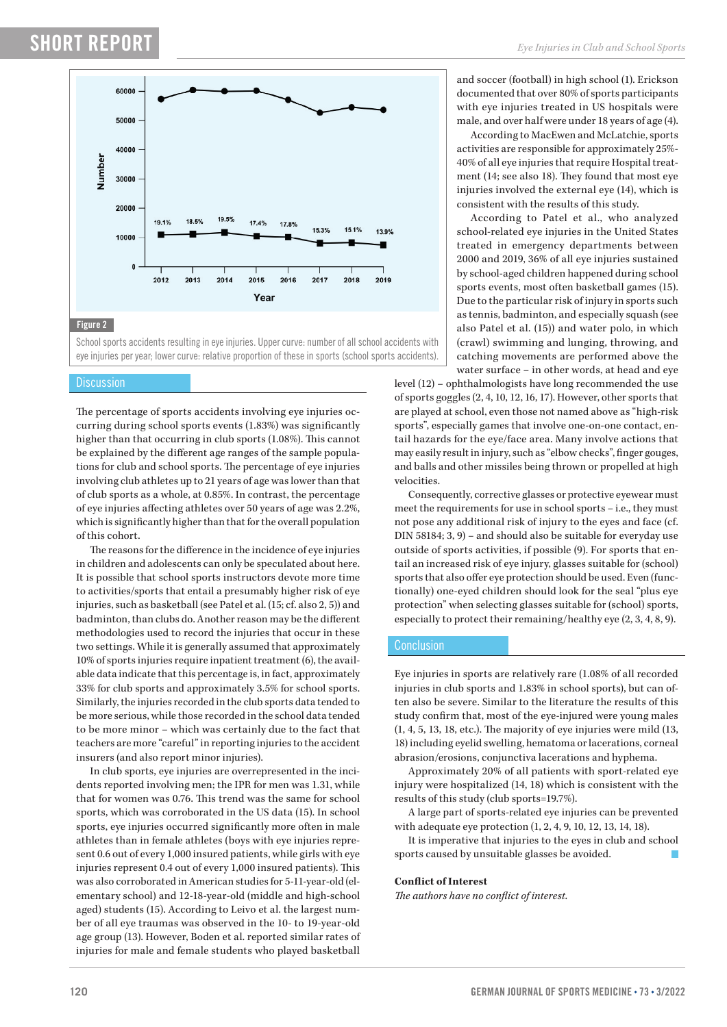Figure 2

School sports accidents resulting in eye injuries. Upper curve: number of all school accidents with eye injuries per year; lower curve: relative proportion of these in sports (school sports accidents).

## Discussion

The percentage of sports accidents involving eye injuries occurring during school sports events (1.83%) was significantly higher than that occurring in club sports (1.08%). This cannot be explained by the different age ranges of the sample populations for club and school sports. The percentage of eye injuries involving club athletes up to 21 years of age was lower than that of club sports as a whole, at 0.85%. In contrast, the percentage of eye injuries affecting athletes over 50 years of age was 2.2%, which is significantly higher than that for the overall population of this cohort.

The reasons for the difference in the incidence of eye injuries in children and adolescents can only be speculated about here. It is possible that school sports instructors devote more time to activities/sports that entail a presumably higher risk of eye injuries, such as basketball (see Patel et al. (15; cf. also 2, 5)) and badminton, than clubs do. Another reason may be the different methodologies used to record the injuries that occur in these two settings. While it is generally assumed that approximately 10% of sports injuries require inpatient treatment (6), the available data indicate that this percentage is, in fact, approximately 33% for club sports and approximately 3.5% for school sports. Similarly, the injuries recorded in the club sports data tended to be more serious, while those recorded in the school data tended to be more minor – which was certainly due to the fact that teachers are more "careful" in reporting injuries to the accident insurers (and also report minor injuries).

In club sports, eye injuries are overrepresented in the incidents reported involving men; the IPR for men was 1.31, while that for women was 0.76. This trend was the same for school sports, which was corroborated in the US data (15). In school sports, eye injuries occurred significantly more often in male athletes than in female athletes (boys with eye injuries represent 0.6 out of every 1,000 insured patients, while girls with eye injuries represent 0.4 out of every 1,000 insured patients). This was also corroborated in American studies for 5-11-year-old (elementary school) and 12-18-year-old (middle and high-school aged) students (15). According to Leivo et al. the largest number of all eye traumas was observed in the 10- to 19-year-old age group (13). However, Boden et al. reported similar rates of injuries for male and female students who played basketball and soccer (football) in high school (1). Erickson documented that over 80% of sports participants with eye injuries treated in US hospitals were male, and over half were under 18 years of age (4).

According to MacEwen and McLatchie, sports activities are responsible for approximately 25%-40% of all eye injuries that require Hospital treatment (14; see also 18). They found that most eye injuries involved the external eye (14), which is consistent with the results of this study.

According to Patel et al., who analyzed school-related eye injuries in the United States treated in emergency departments between 2000 and 2019, 36% of all eye injuries sustained by school-aged children happened during school sports events, most often basketball games (15). Due to the particular risk of injury in sports such as tennis, badminton, and especially squash (see also Patel et al. (15)) and water polo, in which (crawl) swimming and lunging, throwing, and catching movements are performed above the water surface – in other words, at head and eye level (12) – ophthalmologists have long recommended the use of sports goggles (2, 4, 10, 12, 16, 17). However, other sports that are played at school, even those not named above as "high-risk sports", especially games that involve one-on-one contact, entail hazards for the eye/face area. Many involve actions that may easily result in injury, such as "elbow checks", finger gouges, and balls and other missiles being thrown or propelled at high velocities.

Consequently, corrective glasses or protective eyewear must meet the requirements for use in school sports – i.e., they must not pose any additional risk of injury to the eyes and face (cf. DIN 58184; 3, 9) – and should also be suitable for everyday use outside of sports activities, if possible (9). For sports that entail an increased risk of eye injury, glasses suitable for (school) sports that also offer eye protection should be used. Even (functionally) one-eyed children should look for the seal "plus eye protection" when selecting glasses suitable for (school) sports, especially to protect their remaining/healthy eye (2, 3, 4, 8, 9).

## Conclusion

Eye injuries in sports are relatively rare (1.08% of all recorded injuries in club sports and 1.83% in school sports), but can often also be severe. Similar to the literature the results of this study confirm that, most of the eye-injured were young males (1, 4, 5, 13, 18, etc.). The majority of eye injuries were mild (13, 18) including eyelid swelling, hematoma or lacerations, corneal abrasion/erosions, conjunctiva lacerations and hyphema.

Approximately 20% of all patients with sport-related eye injury were hospitalized (14, 18) which is consistent with the results of this study (club sports=19.7%).

A large part of sports-related eye injuries can be prevented with adequate eye protection (1, 2, 4, 9, 10, 12, 13, 14, 18).

It is imperative that injuries to the eyes in club and school sports caused by unsuitable glasses be avoided.

**Conflict of Interest**

*The authors have no conflict of interest.*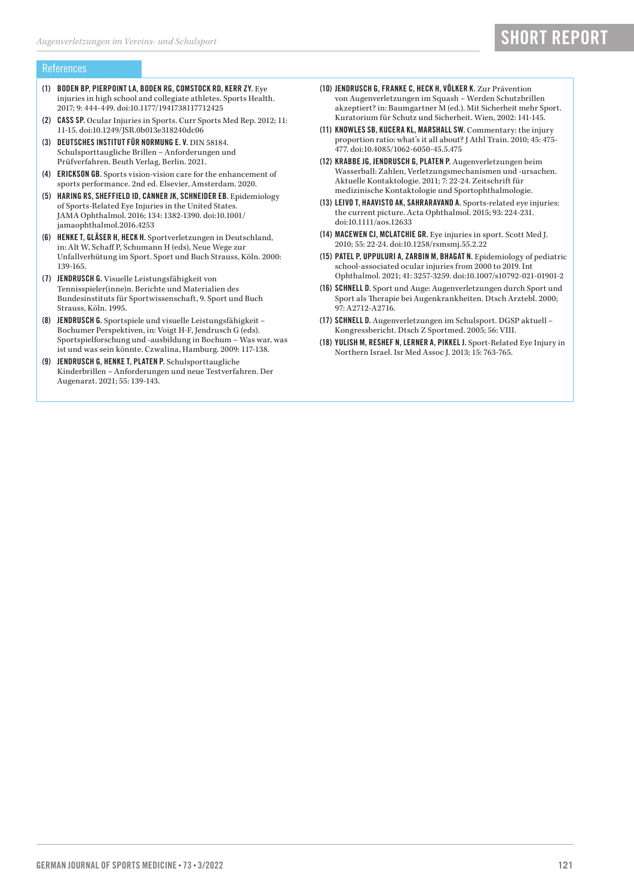## References

(1) **BODEN BP, PIERPOINT LA, BODEN RG, COMSTOCK RD, KERR ZY.** Eye injuries in high school and collegiate athletes. Sports Health. 2017; 9: 444-449. doi:10.1177/1941738117712425

(2) **CASS SP.** Ocular Injuries in Sports. Curr Sports Med Rep. 2012; 11: 11-15. doi:10.1249/JSR.0b013e318240dc06

(3) **DEUTSCHES INSTITUT FÜR NORMUNG E. V.** DIN 58184. Schulsporttaugliche Brillen – Anforderungen und Prüfverfahren. Beuth Verlag, Berlin. 2021.

(4) **ERICKSON GB.** Sports vision-vision care for the enhancement of sports performance. 2nd ed. Elsevier, Amsterdam. 2020.

(5) **HARING RS, SHEFFIELD ID, CANNER JK, SCHNEIDER EB.** Epidemiology of Sports-Related Eye Injuries in the United States. JAMA Ophthalmol. 2016; 134: 1382-1390. doi:10.1001/jamaophthalmol.2016.4253

(6) **HENKE T, GLÄSER H, HECK H.** Sportverletzungen in Deutschland, in: Alt W, Schaff P, Schumann H (eds), Neue Wege zur Unfallverhütung im Sport. Sport und Buch Strauss, Köln. 2000: 139-165.

(7) **JENDRUSCH G.** Visuelle Leistungsfähigkeit von Tennisspieler(inne)n. Berichte und Materialien des Bundesinstituts für Sportwissenschaft, 9. Sport und Buch Strauss, Köln. 1995.

(8) **JENDRUSCH G.** Sportspiele und visuelle Leistungsfähigkeit – Bochumer Perspektiven, in: Voigt H-F, Jendrusch G (eds). Sportspielforschung und -ausbildung in Bochum – Was war, was ist und was sein könnte. Czwalina, Hamburg. 2009: 117-138.

(9) **JENDRUSCH G, HENKE T, PLATEN P.** Schulsporttaugliche Kinderbrillen – Anforderungen und neue Testverfahren. Der Augenarzt. 2021; 55: 139-143.

(10) **JENDRUSCH G, FRANKE C, HECK H, VÖLKER K.** Zur Prävention von Augenverletzungen im Squash – Werden Schutzbrillen akzeptiert? in: Baumgartner M (ed.). Mit Sicherheit mehr Sport. Kuratorium für Schutz und Sicherheit. Wien, 2002: 141-145.

(11) **KNOWLES SB, KUCERA KL, MARSHALL SW.** Commentary: the injury proportion ratio: what's it all about? J Athl Train. 2010; 45: 475-477. doi:10.4085/1062-6050-45.5.475

(12) **KRABBE JG, JENDRUSCH G, PLATEN P.** Augenverletzungen beim Wasserball: Zahlen, Verletzungsmechanismen und -ursachen. Aktuelle Kontaktologie. 2011; 7: 22-24. Zeitschrift für medizinische Kontaktologie und Sportophthalmologie.

(13) **LEIVO T, HAAVISTO AK, SAHRARAVAND A.** Sports-related eye injuries: the current picture. Acta Ophthalmol. 2015; 93: 224-231. doi:10.1111/aos.12633

(14) **MACEWEN CJ, MCLATCHIE GR.** Eye injuries in sport. Scott Med J. 2010; 55: 22-24. doi:10.1258/rsmsmj.55.2.22

(15) **PATEL P, UPPULURI A, ZARBIN M, BHAGAT N.** Epidemiology of pediatric school-associated ocular injuries from 2000 to 2019. Int Ophthalmol. 2021; 41: 3257-3259. doi:10.1007/s10792-021-01901-2

(16) **SCHNELL D.** Sport und Auge: Augenverletzungen durch Sport und Sport als Therapie bei Augenkrankheiten. Dtsch Arztebl. 2000; 97: A2712-A2716.

(17) **SCHNELL D.** Augenverletzungen im Schulsport. DGSP aktuell – Kongressbericht. Dtsch Z Sportmed. 2005; 56: VIII.

(18) **YULISH M, RESHEF N, LERNER A, PIKKEL J.** Sport-Related Eye Injury in Northern Israel. Isr Med Assoc J. 2013; 15: 763-765.